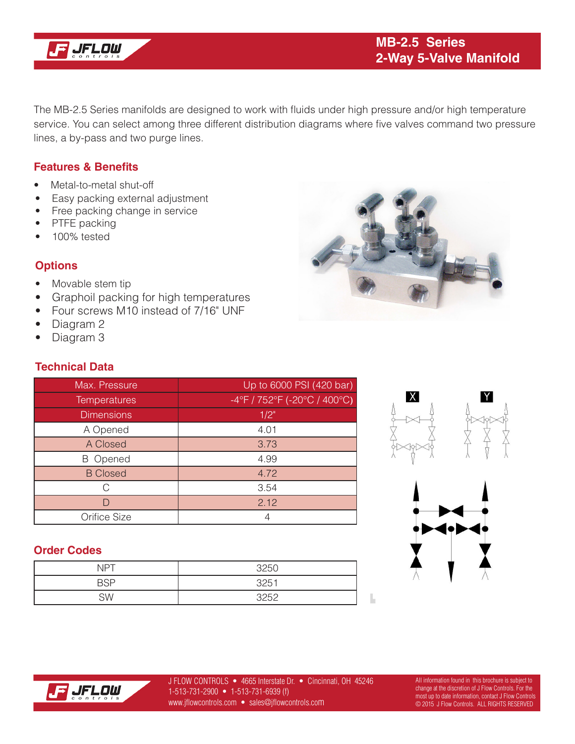# MB-2.5 Series
## 2-Way 5-Valve Manifold

The MB-2.5 Series manifolds are designed to work with fluids under high pressure and/or high temperature service. You can select among three different distribution diagrams where five valves command two pressure lines, a by-pass and two purge lines.

### Features & Benefits

- Metal-to-metal shut-off
- Easy packing external adjustment
- Free packing change in service
- PTFE packing
- 100% tested

### Options

- Movable stem tip
- Graphoil packing for high temperatures
- Four screws M10 instead of 7/16" UNF
- Diagram 2
- Diagram 3

### Technical Data

| Max. Pressure | Up to 6000 PSI (420 bar) |
|---|---|
| Temperatures | -4°F / 752°F (-20°C / 400°C) |
| Dimensions | 1/2" |
| A Opened | 4.01 |
| A Closed | 3.73 |
| B Opened | 4.99 |
| B Closed | 4.72 |
| C | 3.54 |
| D | 2.12 |
| Orifice Size | 4 |

X

Y

### Order Codes

| | |
|---|---|
| NPT | 3250 |
| BSP | 3251 |
| SW | 3252 |

J FLOW CONTROLS • 4665 Interstate Dr. • Cincinnati, OH 45246
1-513-731-2900 • 1-513-731-6939 (f)
www.jflowcontrols.com • sales@jflowcontrols.com

All information found in this brochure is subject to change at the discretion of J Flow Controls. For the most up to date information, contact J Flow Controls
© 2015 J Flow Controls. ALL RIGHTS RESERVED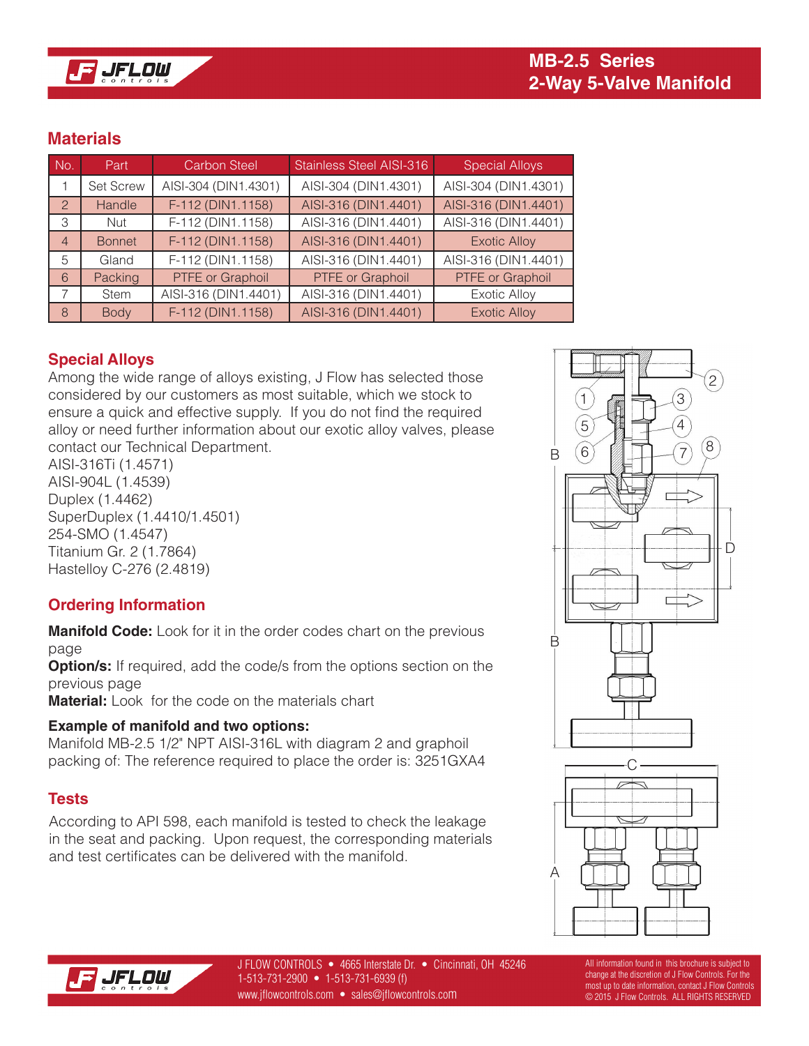# MB-2.5 Series 2-Way 5-Valve Manifold

## Materials

| No. | Part | Carbon Steel | Stainless Steel AISI-316 | Special Alloys |
|---|---|---|---|---|
| 1 | Set Screw | AISI-304 (DIN1.4301) | AISI-304 (DIN1.4301) | AISI-304 (DIN1.4301) |
| 2 | Handle | F-112 (DIN1.1158) | AISI-316 (DIN1.4401) | AISI-316 (DIN1.4401) |
| 3 | Nut | F-112 (DIN1.1158) | AISI-316 (DIN1.4401) | AISI-316 (DIN1.4401) |
| 4 | Bonnet | F-112 (DIN1.1158) | AISI-316 (DIN1.4401) | Exotic Alloy |
| 5 | Gland | F-112 (DIN1.1158) | AISI-316 (DIN1.4401) | AISI-316 (DIN1.4401) |
| 6 | Packing | PTFE or Graphoil | PTFE or Graphoil | PTFE or Graphoil |
| 7 | Stem | AISI-316 (DIN1.4401) | AISI-316 (DIN1.4401) | Exotic Alloy |
| 8 | Body | F-112 (DIN1.1158) | AISI-316 (DIN1.4401) | Exotic Alloy |

## Special Alloys

Among the wide range of alloys existing, J Flow has selected those considered by our customers as most suitable, which we stock to ensure a quick and effective supply. If you do not find the required alloy or need further information about our exotic alloy valves, please contact our Technical Department.

AISI-316Ti (1.4571)
AISI-904L (1.4539)
Duplex (1.4462)
SuperDuplex (1.4410/1.4501)
254-SMO (1.4547)
Titanium Gr. 2 (1.7864)
Hastelloy C-276 (2.4819)

## Ordering Information

**Manifold Code:** Look for it in the order codes chart on the previous page
**Option/s:** If required, add the code/s from the options section on the previous page
**Material:** Look for the code on the materials chart

**Example of manifold and two options:**
Manifold MB-2.5 1/2" NPT AISI-316L with diagram 2 and graphoil packing of: The reference required to place the order is: 3251GXA4

## Tests

According to API 598, each manifold is tested to check the leakage in the seat and packing. Upon request, the corresponding materials and test certificates can be delivered with the manifold.

2
1
3
5
4
6
7
8
B
D
B
C
A

J FLOW CONTROLS • 4665 Interstate Dr. • Cincinnati, OH 45246
1-513-731-2900 • 1-513-731-6939 (f)
www.jflowcontrols.com • sales@jflowcontrols.com

All information found in this brochure is subject to change at the discretion of J Flow Controls. For the most up to date information, contact J Flow Controls
© 2015 J Flow Controls. ALL RIGHTS RESERVED